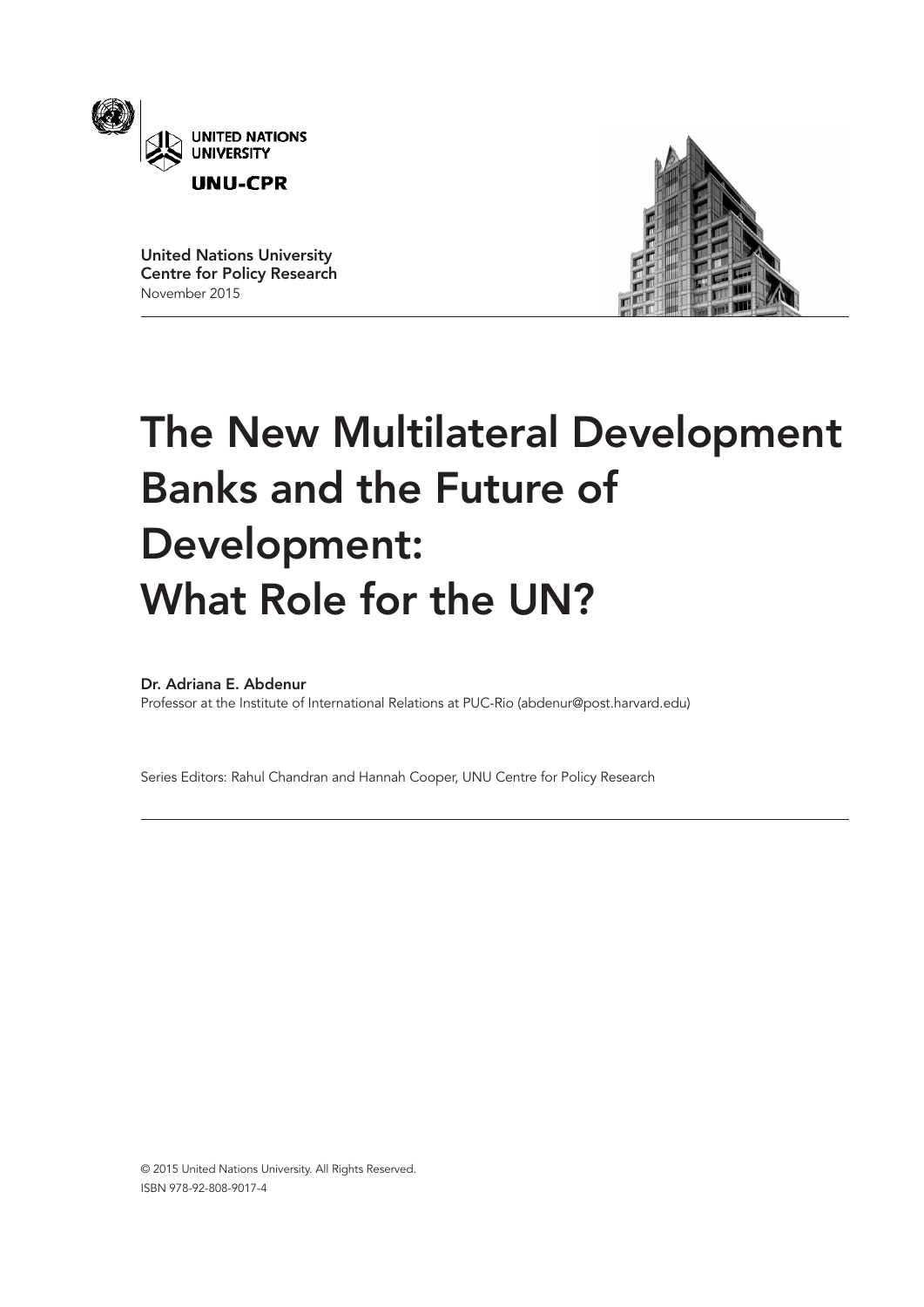UNITED NATIONS UNIVERSITY

UNU-CPR

**United Nations University Centre for Policy Research**
November 2015

# The New Multilateral Development Banks and the Future of Development: What Role for the UN?

**Dr. Adriana E. Abdenur**
Professor at the Institute of International Relations at PUC-Rio (abdenur@post.harvard.edu)

Series Editors: Rahul Chandran and Hannah Cooper, UNU Centre for Policy Research

© 2015 United Nations University. All Rights Reserved.
ISBN 978-92-808-9017-4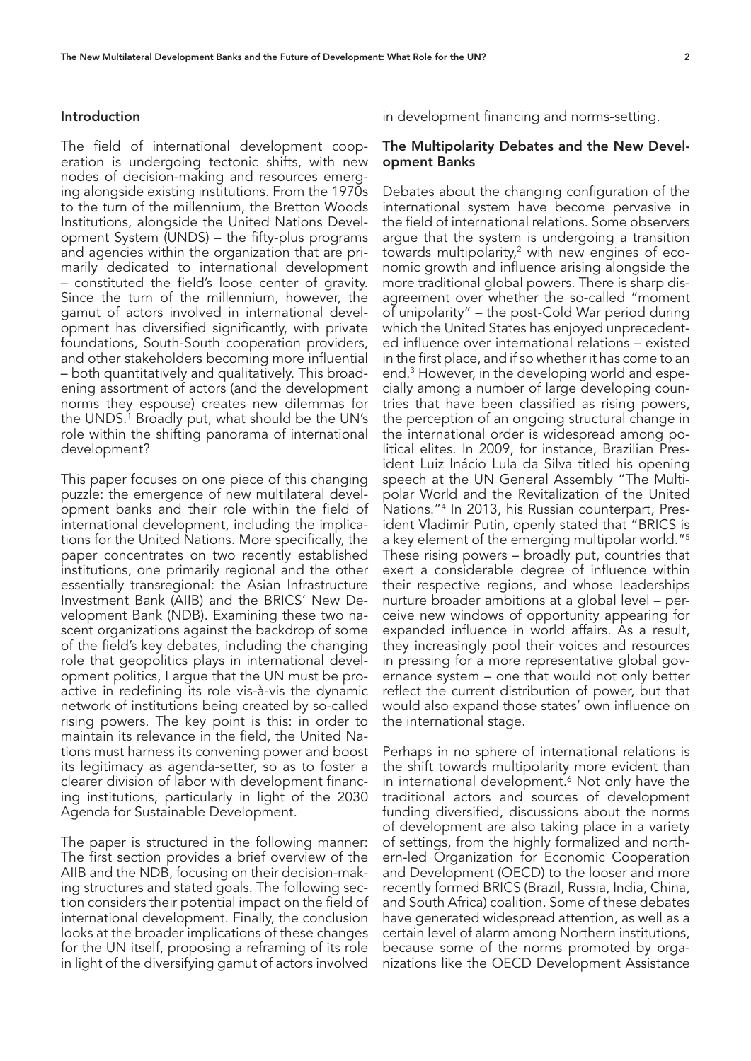## Introduction

The field of international development cooperation is undergoing tectonic shifts, with new nodes of decision-making and resources emerging alongside existing institutions. From the 1970s to the turn of the millennium, the Bretton Woods Institutions, alongside the United Nations Development System (UNDS) – the fifty-plus programs and agencies within the organization that are primarily dedicated to international development – constituted the field's loose center of gravity. Since the turn of the millennium, however, the gamut of actors involved in international development has diversified significantly, with private foundations, South-South cooperation providers, and other stakeholders becoming more influential – both quantitatively and qualitatively. This broadening assortment of actors (and the development norms they espouse) creates new dilemmas for the UNDS.[1] Broadly put, what should be the UN's role within the shifting panorama of international development?

This paper focuses on one piece of this changing puzzle: the emergence of new multilateral development banks and their role within the field of international development, including the implications for the United Nations. More specifically, the paper concentrates on two recently established institutions, one primarily regional and the other essentially transregional: the Asian Infrastructure Investment Bank (AIIB) and the BRICS' New Development Bank (NDB). Examining these two nascent organizations against the backdrop of some of the field's key debates, including the changing role that geopolitics plays in international development politics, I argue that the UN must be proactive in redefining its role vis-à-vis the dynamic network of institutions being created by so-called rising powers. The key point is this: in order to maintain its relevance in the field, the United Nations must harness its convening power and boost its legitimacy as agenda-setter, so as to foster a clearer division of labor with development financing institutions, particularly in light of the 2030 Agenda for Sustainable Development.

The paper is structured in the following manner: The first section provides a brief overview of the AIIB and the NDB, focusing on their decision-making structures and stated goals. The following section considers their potential impact on the field of international development. Finally, the conclusion looks at the broader implications of these changes for the UN itself, proposing a reframing of its role in light of the diversifying gamut of actors involved in development financing and norms-setting.

## The Multipolarity Debates and the New Development Banks

Debates about the changing configuration of the international system have become pervasive in the field of international relations. Some observers argue that the system is undergoing a transition towards multipolarity,[2] with new engines of economic growth and influence arising alongside the more traditional global powers. There is sharp disagreement over whether the so-called "moment of unipolarity" – the post-Cold War period during which the United States has enjoyed unprecedented influence over international relations – existed in the first place, and if so whether it has come to an end.[3] However, in the developing world and especially among a number of large developing countries that have been classified as rising powers, the perception of an ongoing structural change in the international order is widespread among political elites. In 2009, for instance, Brazilian President Luiz Inácio Lula da Silva titled his opening speech at the UN General Assembly "The Multipolar World and the Revitalization of the United Nations."[4] In 2013, his Russian counterpart, President Vladimir Putin, openly stated that "BRICS is a key element of the emerging multipolar world."[5] These rising powers – broadly put, countries that exert a considerable degree of influence within their respective regions, and whose leaderships nurture broader ambitions at a global level – perceive new windows of opportunity appearing for expanded influence in world affairs. As a result, they increasingly pool their voices and resources in pressing for a more representative global governance system – one that would not only better reflect the current distribution of power, but that would also expand those states' own influence on the international stage.

Perhaps in no sphere of international relations is the shift towards multipolarity more evident than in international development.[6] Not only have the traditional actors and sources of development funding diversified, discussions about the norms of development are also taking place in a variety of settings, from the highly formalized and northern-led Organization for Economic Cooperation and Development (OECD) to the looser and more recently formed BRICS (Brazil, Russia, India, China, and South Africa) coalition. Some of these debates have generated widespread attention, as well as a certain level of alarm among Northern institutions, because some of the norms promoted by organizations like the OECD Development Assistance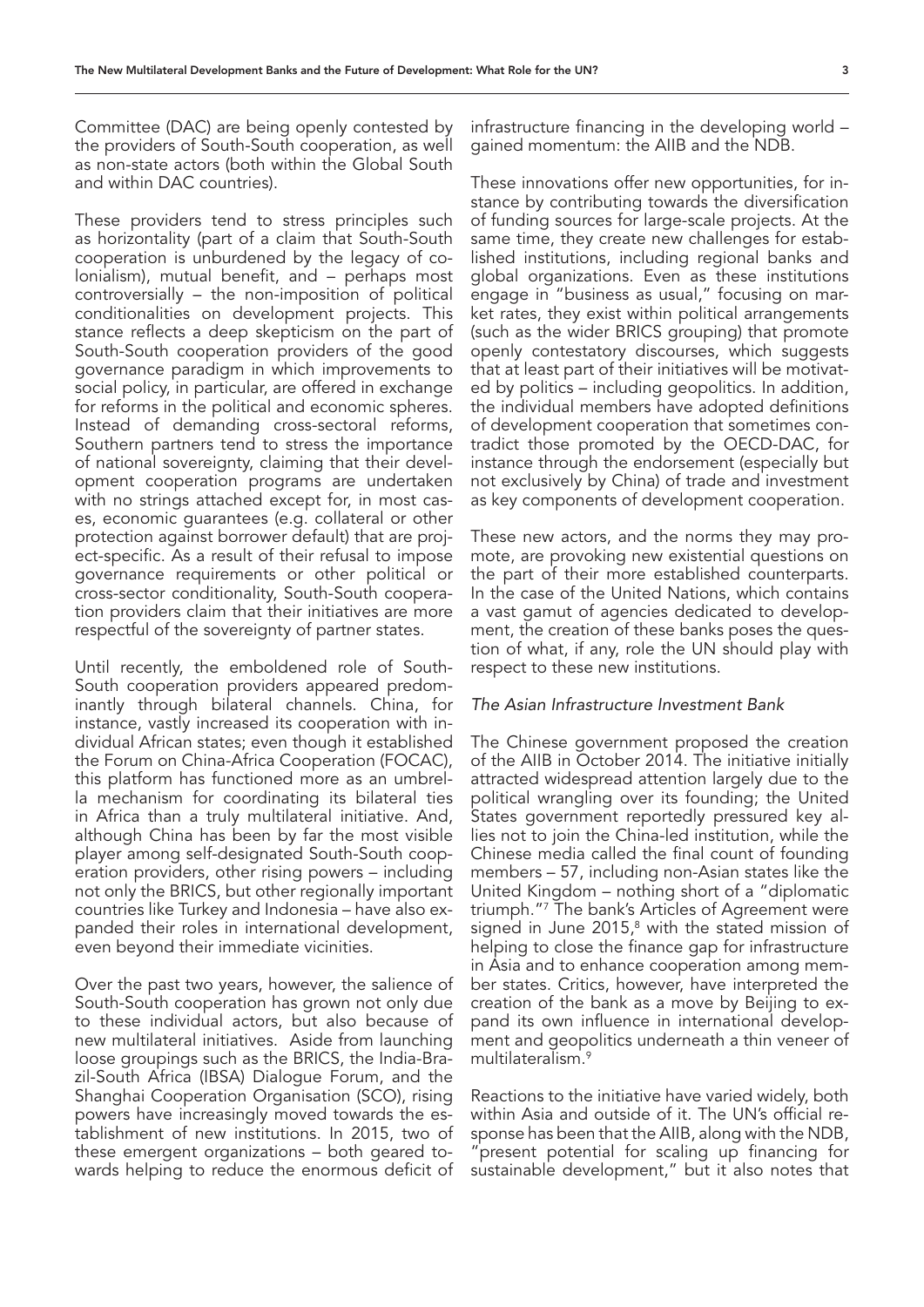Committee (DAC) are being openly contested by the providers of South-South cooperation, as well as non-state actors (both within the Global South and within DAC countries).

These providers tend to stress principles such as horizontality (part of a claim that South-South cooperation is unburdened by the legacy of colonialism), mutual benefit, and – perhaps most controversially – the non-imposition of political conditionalities on development projects. This stance reflects a deep skepticism on the part of South-South cooperation providers of the good governance paradigm in which improvements to social policy, in particular, are offered in exchange for reforms in the political and economic spheres. Instead of demanding cross-sectoral reforms, Southern partners tend to stress the importance of national sovereignty, claiming that their development cooperation programs are undertaken with no strings attached except for, in most cases, economic guarantees (e.g. collateral or other protection against borrower default) that are project-specific. As a result of their refusal to impose governance requirements or other political or cross-sector conditionality, South-South cooperation providers claim that their initiatives are more respectful of the sovereignty of partner states.

Until recently, the emboldened role of South-South cooperation providers appeared predominantly through bilateral channels. China, for instance, vastly increased its cooperation with individual African states; even though it established the Forum on China-Africa Cooperation (FOCAC), this platform has functioned more as an umbrella mechanism for coordinating its bilateral ties in Africa than a truly multilateral initiative. And, although China has been by far the most visible player among self-designated South-South cooperation providers, other rising powers – including not only the BRICS, but other regionally important countries like Turkey and Indonesia – have also expanded their roles in international development, even beyond their immediate vicinities.

Over the past two years, however, the salience of South-South cooperation has grown not only due to these individual actors, but also because of new multilateral initiatives. Aside from launching loose groupings such as the BRICS, the India-Brazil-South Africa (IBSA) Dialogue Forum, and the Shanghai Cooperation Organisation (SCO), rising powers have increasingly moved towards the establishment of new institutions. In 2015, two of these emergent organizations – both geared towards helping to reduce the enormous deficit of infrastructure financing in the developing world – gained momentum: the AIIB and the NDB.

These innovations offer new opportunities, for instance by contributing towards the diversification of funding sources for large-scale projects. At the same time, they create new challenges for established institutions, including regional banks and global organizations. Even as these institutions engage in "business as usual," focusing on market rates, they exist within political arrangements (such as the wider BRICS grouping) that promote openly contestatory discourses, which suggests that at least part of their initiatives will be motivated by politics – including geopolitics. In addition, the individual members have adopted definitions of development cooperation that sometimes contradict those promoted by the OECD-DAC, for instance through the endorsement (especially but not exclusively by China) of trade and investment as key components of development cooperation.

These new actors, and the norms they may promote, are provoking new existential questions on the part of their more established counterparts. In the case of the United Nations, which contains a vast gamut of agencies dedicated to development, the creation of these banks poses the question of what, if any, role the UN should play with respect to these new institutions.

### *The Asian Infrastructure Investment Bank*

The Chinese government proposed the creation of the AIIB in October 2014. The initiative initially attracted widespread attention largely due to the political wrangling over its founding; the United States government reportedly pressured key allies not to join the China-led institution, while the Chinese media called the final count of founding members – 57, including non-Asian states like the United Kingdom – nothing short of a "diplomatic triumph."[7] The bank's Articles of Agreement were signed in June 2015,[8] with the stated mission of helping to close the finance gap for infrastructure in Asia and to enhance cooperation among member states. Critics, however, have interpreted the creation of the bank as a move by Beijing to expand its own influence in international development and geopolitics underneath a thin veneer of multilateralism.[9]

Reactions to the initiative have varied widely, both within Asia and outside of it. The UN's official response has been that the AIIB, along with the NDB, "present potential for scaling up financing for sustainable development," but it also notes that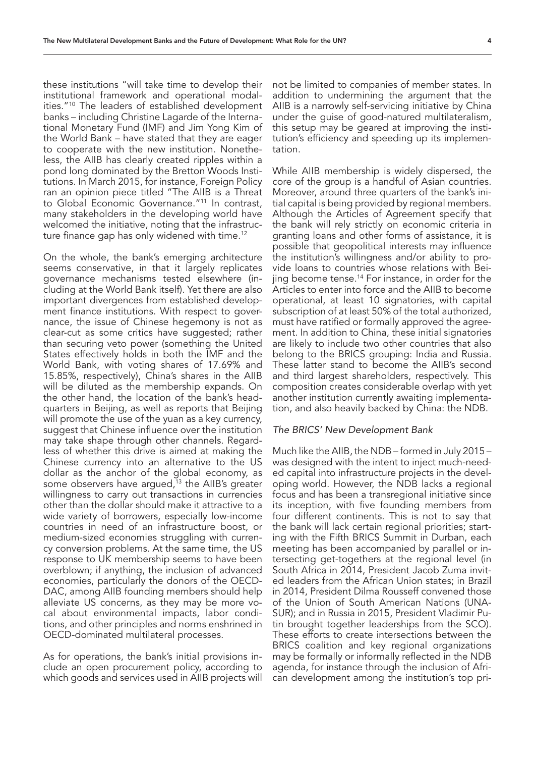these institutions "will take time to develop their institutional framework and operational modalities."[10] The leaders of established development banks – including Christine Lagarde of the International Monetary Fund (IMF) and Jim Yong Kim of the World Bank – have stated that they are eager to cooperate with the new institution. Nonetheless, the AIIB has clearly created ripples within a pond long dominated by the Bretton Woods Institutions. In March 2015, for instance, Foreign Policy ran an opinion piece titled "The AIIB is a Threat to Global Economic Governance."[11] In contrast, many stakeholders in the developing world have welcomed the initiative, noting that the infrastructure finance gap has only widened with time.[12]

On the whole, the bank's emerging architecture seems conservative, in that it largely replicates governance mechanisms tested elsewhere (including at the World Bank itself). Yet there are also important divergences from established development finance institutions. With respect to governance, the issue of Chinese hegemony is not as clear-cut as some critics have suggested; rather than securing veto power (something the United States effectively holds in both the IMF and the World Bank, with voting shares of 17.69% and 15.85%, respectively), China's shares in the AIIB will be diluted as the membership expands. On the other hand, the location of the bank's headquarters in Beijing, as well as reports that Beijing will promote the use of the yuan as a key currency, suggest that Chinese influence over the institution may take shape through other channels. Regardless of whether this drive is aimed at making the Chinese currency into an alternative to the US dollar as the anchor of the global economy, as some observers have argued,[13] the AIIB's greater willingness to carry out transactions in currencies other than the dollar should make it attractive to a wide variety of borrowers, especially low-income countries in need of an infrastructure boost, or medium-sized economies struggling with currency conversion problems. At the same time, the US response to UK membership seems to have been overblown; if anything, the inclusion of advanced economies, particularly the donors of the OECD-DAC, among AIIB founding members should help alleviate US concerns, as they may be more vocal about environmental impacts, labor conditions, and other principles and norms enshrined in OECD-dominated multilateral processes.

As for operations, the bank's initial provisions include an open procurement policy, according to which goods and services used in AIIB projects will not be limited to companies of member states. In addition to undermining the argument that the AIIB is a narrowly self-servicing initiative by China under the guise of good-natured multilateralism, this setup may be geared at improving the institution's efficiency and speeding up its implementation.

While AIIB membership is widely dispersed, the core of the group is a handful of Asian countries. Moreover, around three quarters of the bank's initial capital is being provided by regional members. Although the Articles of Agreement specify that the bank will rely strictly on economic criteria in granting loans and other forms of assistance, it is possible that geopolitical interests may influence the institution's willingness and/or ability to provide loans to countries whose relations with Beijing become tense.[14] For instance, in order for the Articles to enter into force and the AIIB to become operational, at least 10 signatories, with capital subscription of at least 50% of the total authorized, must have ratified or formally approved the agreement. In addition to China, these initial signatories are likely to include two other countries that also belong to the BRICS grouping: India and Russia. These latter stand to become the AIIB's second and third largest shareholders, respectively. This composition creates considerable overlap with yet another institution currently awaiting implementation, and also heavily backed by China: the NDB.

### *The BRICS' New Development Bank*

Much like the AIIB, the NDB – formed in July 2015 – was designed with the intent to inject much-needed capital into infrastructure projects in the developing world. However, the NDB lacks a regional focus and has been a transregional initiative since its inception, with five founding members from four different continents. This is not to say that the bank will lack certain regional priorities; starting with the Fifth BRICS Summit in Durban, each meeting has been accompanied by parallel or intersecting get-togethers at the regional level (in South Africa in 2014, President Jacob Zuma invited leaders from the African Union states; in Brazil in 2014, President Dilma Rousseff convened those of the Union of South American Nations (UNASUR); and in Russia in 2015, President Vladimir Putin brought together leaderships from the SCO). These efforts to create intersections between the BRICS coalition and key regional organizations may be formally or informally reflected in the NDB agenda, for instance through the inclusion of African development among the institution's top pri-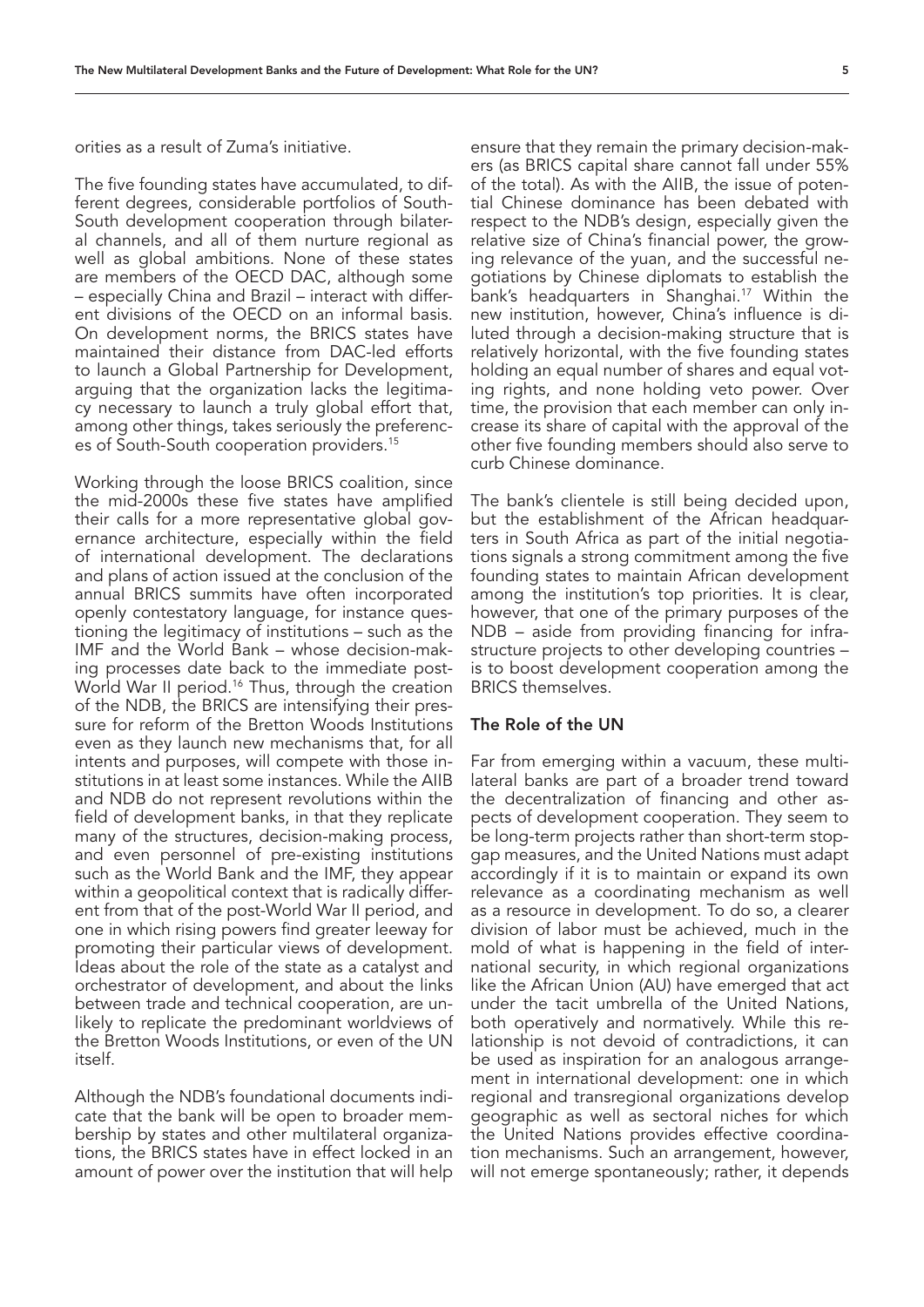orities as a result of Zuma's initiative.

The five founding states have accumulated, to different degrees, considerable portfolios of South-South development cooperation through bilateral channels, and all of them nurture regional as well as global ambitions. None of these states are members of the OECD DAC, although some – especially China and Brazil – interact with different divisions of the OECD on an informal basis. On development norms, the BRICS states have maintained their distance from DAC-led efforts to launch a Global Partnership for Development, arguing that the organization lacks the legitimacy necessary to launch a truly global effort that, among other things, takes seriously the preferences of South-South cooperation providers.[15]

Working through the loose BRICS coalition, since the mid-2000s these five states have amplified their calls for a more representative global governance architecture, especially within the field of international development. The declarations and plans of action issued at the conclusion of the annual BRICS summits have often incorporated openly contestatory language, for instance questioning the legitimacy of institutions – such as the IMF and the World Bank – whose decision-making processes date back to the immediate post-World War II period.[16] Thus, through the creation of the NDB, the BRICS are intensifying their pressure for reform of the Bretton Woods Institutions even as they launch new mechanisms that, for all intents and purposes, will compete with those institutions in at least some instances. While the AIIB and NDB do not represent revolutions within the field of development banks, in that they replicate many of the structures, decision-making process, and even personnel of pre-existing institutions such as the World Bank and the IMF, they appear within a geopolitical context that is radically different from that of the post-World War II period, and one in which rising powers find greater leeway for promoting their particular views of development. Ideas about the role of the state as a catalyst and orchestrator of development, and about the links between trade and technical cooperation, are unlikely to replicate the predominant worldviews of the Bretton Woods Institutions, or even of the UN itself.

Although the NDB's foundational documents indicate that the bank will be open to broader membership by states and other multilateral organizations, the BRICS states have in effect locked in an amount of power over the institution that will help ensure that they remain the primary decision-makers (as BRICS capital share cannot fall under 55% of the total). As with the AIIB, the issue of potential Chinese dominance has been debated with respect to the NDB's design, especially given the relative size of China's financial power, the growing relevance of the yuan, and the successful negotiations by Chinese diplomats to establish the bank's headquarters in Shanghai.[17] Within the new institution, however, China's influence is diluted through a decision-making structure that is relatively horizontal, with the five founding states holding an equal number of shares and equal voting rights, and none holding veto power. Over time, the provision that each member can only increase its share of capital with the approval of the other five founding members should also serve to curb Chinese dominance.

The bank's clientele is still being decided upon, but the establishment of the African headquarters in South Africa as part of the initial negotiations signals a strong commitment among the five founding states to maintain African development among the institution's top priorities. It is clear, however, that one of the primary purposes of the NDB – aside from providing financing for infrastructure projects to other developing countries – is to boost development cooperation among the BRICS themselves.

## The Role of the UN

Far from emerging within a vacuum, these multilateral banks are part of a broader trend toward the decentralization of financing and other aspects of development cooperation. They seem to be long-term projects rather than short-term stopgap measures, and the United Nations must adapt accordingly if it is to maintain or expand its own relevance as a coordinating mechanism as well as a resource in development. To do so, a clearer division of labor must be achieved, much in the mold of what is happening in the field of international security, in which regional organizations like the African Union (AU) have emerged that act under the tacit umbrella of the United Nations, both operatively and normatively. While this relationship is not devoid of contradictions, it can be used as inspiration for an analogous arrangement in international development: one in which regional and transregional organizations develop geographic as well as sectoral niches for which the United Nations provides effective coordination mechanisms. Such an arrangement, however, will not emerge spontaneously; rather, it depends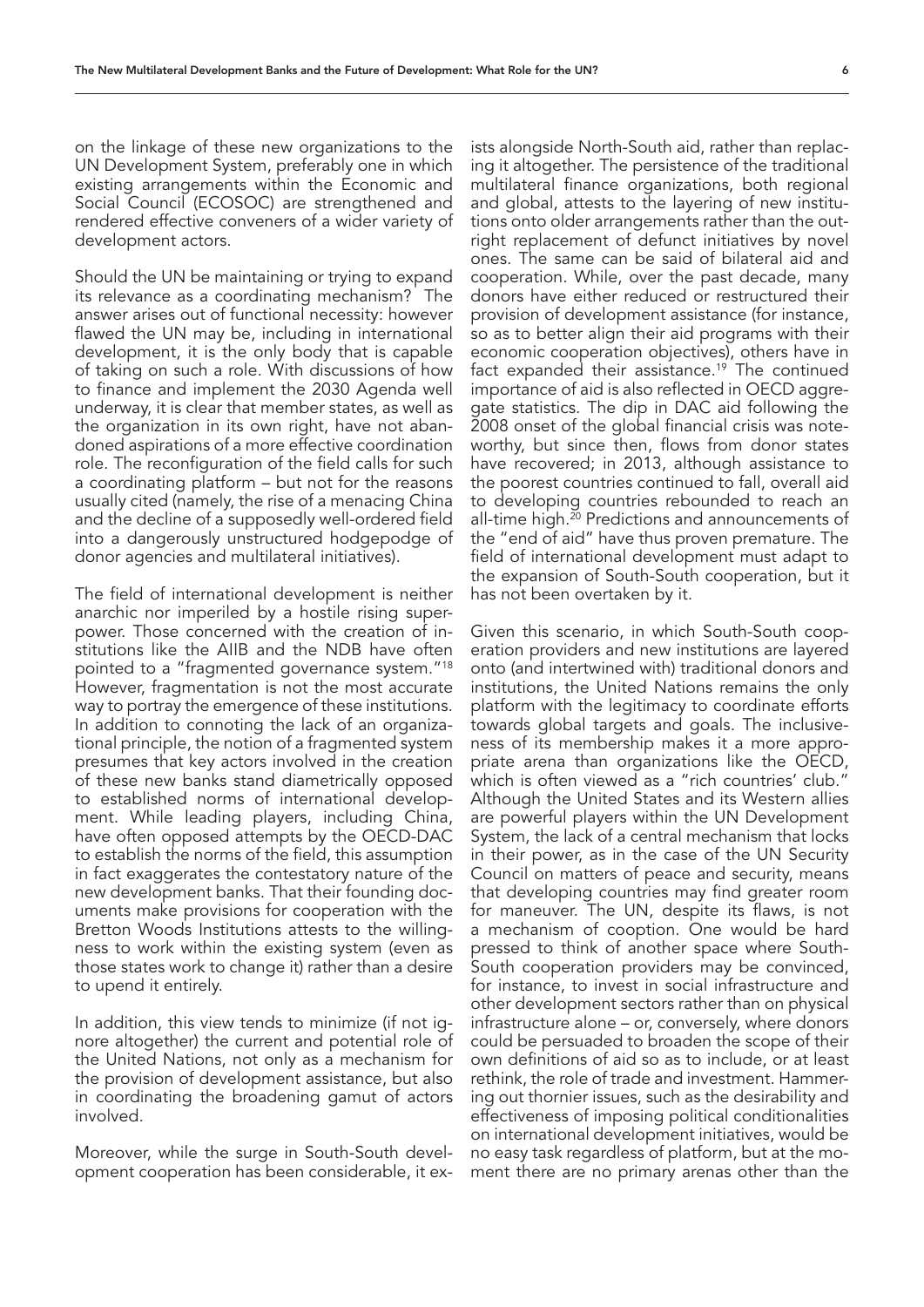on the linkage of these new organizations to the UN Development System, preferably one in which existing arrangements within the Economic and Social Council (ECOSOC) are strengthened and rendered effective conveners of a wider variety of development actors.

Should the UN be maintaining or trying to expand its relevance as a coordinating mechanism? The answer arises out of functional necessity: however flawed the UN may be, including in international development, it is the only body that is capable of taking on such a role. With discussions of how to finance and implement the 2030 Agenda well underway, it is clear that member states, as well as the organization in its own right, have not abandoned aspirations of a more effective coordination role. The reconfiguration of the field calls for such a coordinating platform – but not for the reasons usually cited (namely, the rise of a menacing China and the decline of a supposedly well-ordered field into a dangerously unstructured hodgepodge of donor agencies and multilateral initiatives).

The field of international development is neither anarchic nor imperiled by a hostile rising superpower. Those concerned with the creation of institutions like the AIIB and the NDB have often pointed to a "fragmented governance system."[18] However, fragmentation is not the most accurate way to portray the emergence of these institutions. In addition to connoting the lack of an organizational principle, the notion of a fragmented system presumes that key actors involved in the creation of these new banks stand diametrically opposed to established norms of international development. While leading players, including China, have often opposed attempts by the OECD-DAC to establish the norms of the field, this assumption in fact exaggerates the contestatory nature of the new development banks. That their founding documents make provisions for cooperation with the Bretton Woods Institutions attests to the willingness to work within the existing system (even as those states work to change it) rather than a desire to upend it entirely.

In addition, this view tends to minimize (if not ignore altogether) the current and potential role of the United Nations, not only as a mechanism for the provision of development assistance, but also in coordinating the broadening gamut of actors involved.

Moreover, while the surge in South-South development cooperation has been considerable, it exists alongside North-South aid, rather than replacing it altogether. The persistence of the traditional multilateral finance organizations, both regional and global, attests to the layering of new institutions onto older arrangements rather than the outright replacement of defunct initiatives by novel ones. The same can be said of bilateral aid and cooperation. While, over the past decade, many donors have either reduced or restructured their provision of development assistance (for instance, so as to better align their aid programs with their economic cooperation objectives), others have in fact expanded their assistance.[19] The continued importance of aid is also reflected in OECD aggregate statistics. The dip in DAC aid following the 2008 onset of the global financial crisis was noteworthy, but since then, flows from donor states have recovered; in 2013, although assistance to the poorest countries continued to fall, overall aid to developing countries rebounded to reach an all-time high.[20] Predictions and announcements of the "end of aid" have thus proven premature. The field of international development must adapt to the expansion of South-South cooperation, but it has not been overtaken by it.

Given this scenario, in which South-South cooperation providers and new institutions are layered onto (and intertwined with) traditional donors and institutions, the United Nations remains the only platform with the legitimacy to coordinate efforts towards global targets and goals. The inclusiveness of its membership makes it a more appropriate arena than organizations like the OECD, which is often viewed as a "rich countries' club." Although the United States and its Western allies are powerful players within the UN Development System, the lack of a central mechanism that locks in their power, as in the case of the UN Security Council on matters of peace and security, means that developing countries may find greater room for maneuver. The UN, despite its flaws, is not a mechanism of cooption. One would be hard pressed to think of another space where South-South cooperation providers may be convinced, for instance, to invest in social infrastructure and other development sectors rather than on physical infrastructure alone – or, conversely, where donors could be persuaded to broaden the scope of their own definitions of aid so as to include, or at least rethink, the role of trade and investment. Hammering out thornier issues, such as the desirability and effectiveness of imposing political conditionalities on international development initiatives, would be no easy task regardless of platform, but at the moment there are no primary arenas other than the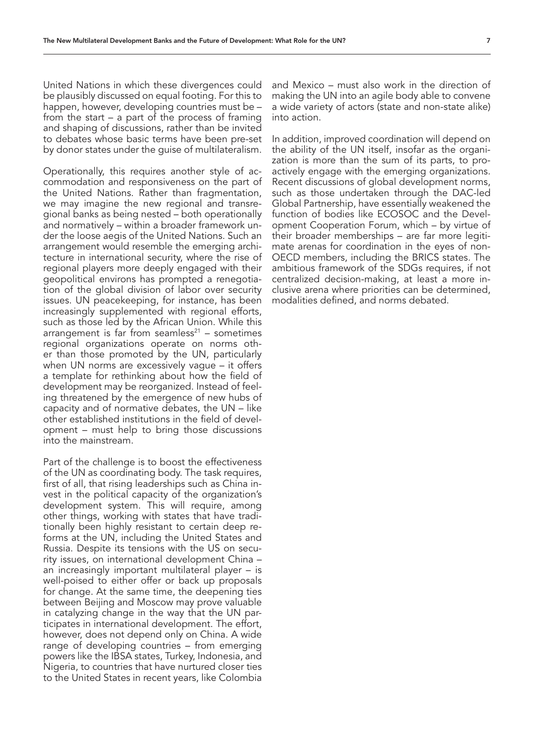United Nations in which these divergences could be plausibly discussed on equal footing. For this to happen, however, developing countries must be – from the start – a part of the process of framing and shaping of discussions, rather than be invited to debates whose basic terms have been pre-set by donor states under the guise of multilateralism.

Operationally, this requires another style of accommodation and responsiveness on the part of the United Nations. Rather than fragmentation, we may imagine the new regional and transregional banks as being nested – both operationally and normatively – within a broader framework under the loose aegis of the United Nations. Such an arrangement would resemble the emerging architecture in international security, where the rise of regional players more deeply engaged with their geopolitical environs has prompted a renegotiation of the global division of labor over security issues. UN peacekeeping, for instance, has been increasingly supplemented with regional efforts, such as those led by the African Union. While this arrangement is far from seamless[21] – sometimes regional organizations operate on norms other than those promoted by the UN, particularly when UN norms are excessively vague – it offers a template for rethinking about how the field of development may be reorganized. Instead of feeling threatened by the emergence of new hubs of capacity and of normative debates, the UN – like other established institutions in the field of development – must help to bring those discussions into the mainstream.

Part of the challenge is to boost the effectiveness of the UN as coordinating body. The task requires, first of all, that rising leaderships such as China invest in the political capacity of the organization's development system. This will require, among other things, working with states that have traditionally been highly resistant to certain deep reforms at the UN, including the United States and Russia. Despite its tensions with the US on security issues, on international development China – an increasingly important multilateral player – is well-poised to either offer or back up proposals for change. At the same time, the deepening ties between Beijing and Moscow may prove valuable in catalyzing change in the way that the UN participates in international development. The effort, however, does not depend only on China. A wide range of developing countries – from emerging powers like the IBSA states, Turkey, Indonesia, and Nigeria, to countries that have nurtured closer ties to the United States in recent years, like Colombia and Mexico – must also work in the direction of making the UN into an agile body able to convene a wide variety of actors (state and non-state alike) into action.

In addition, improved coordination will depend on the ability of the UN itself, insofar as the organization is more than the sum of its parts, to proactively engage with the emerging organizations. Recent discussions of global development norms, such as those undertaken through the DAC-led Global Partnership, have essentially weakened the function of bodies like ECOSOC and the Development Cooperation Forum, which – by virtue of their broader memberships – are far more legitimate arenas for coordination in the eyes of non-OECD members, including the BRICS states. The ambitious framework of the SDGs requires, if not centralized decision-making, at least a more inclusive arena where priorities can be determined, modalities defined, and norms debated.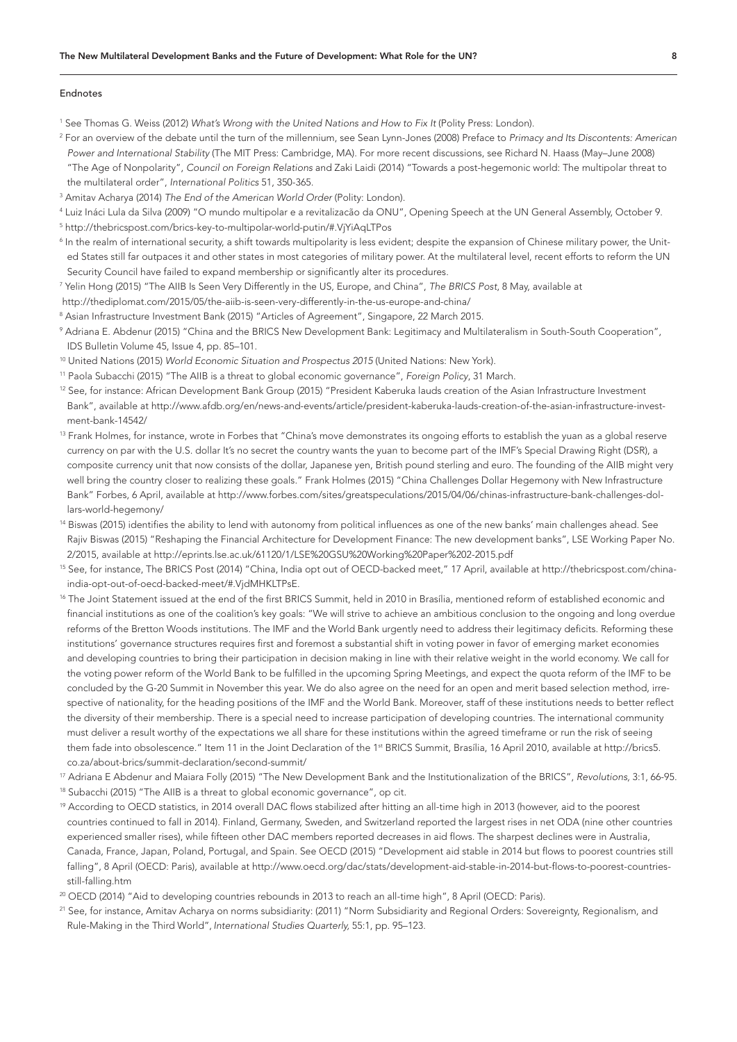## Endnotes

[1] See Thomas G. Weiss (2012) *What's Wrong with the United Nations and How to Fix It* (Polity Press: London).

[2] For an overview of the debate until the turn of the millennium, see Sean Lynn-Jones (2008) Preface to *Primacy and Its Discontents: American Power and International Stability* (The MIT Press: Cambridge, MA). For more recent discussions, see Richard N. Haass (May–June 2008) "The Age of Nonpolarity", *Council on Foreign Relations* and Zaki Laidi (2014) "Towards a post-hegemonic world: The multipolar threat to the multilateral order", *International Politics* 51, 350-365.

[3] Amitav Acharya (2014) *The End of the American World Order* (Polity: London).

[4] Luiz Ináci Lula da Silva (2009) "O mundo multipolar e a revitalizacão da ONU", Opening Speech at the UN General Assembly, October 9.

[5] http://thebricspost.com/brics-key-to-multipolar-world-putin/#.VjYiAqLTPos

[6] In the realm of international security, a shift towards multipolarity is less evident; despite the expansion of Chinese military power, the United States still far outpaces it and other states in most categories of military power. At the multilateral level, recent efforts to reform the UN Security Council have failed to expand membership or significantly alter its procedures.

[7] Yelin Hong (2015) "The AIIB Is Seen Very Differently in the US, Europe, and China", *The BRICS Post*, 8 May, available at http://thediplomat.com/2015/05/the-aiib-is-seen-very-differently-in-the-us-europe-and-china/

[8] Asian Infrastructure Investment Bank (2015) "Articles of Agreement", Singapore, 22 March 2015.

[9] Adriana E. Abdenur (2015) "China and the BRICS New Development Bank: Legitimacy and Multilateralism in South-South Cooperation", IDS Bulletin Volume 45, Issue 4, pp. 85–101.

[10] United Nations (2015) *World Economic Situation and Prospectus 2015* (United Nations: New York).

[11] Paola Subacchi (2015) "The AIIB is a threat to global economic governance", *Foreign Policy*, 31 March.

[12] See, for instance: African Development Bank Group (2015) "President Kaberuka lauds creation of the Asian Infrastructure Investment Bank", available at http://www.afdb.org/en/news-and-events/article/president-kaberuka-lauds-creation-of-the-asian-infrastructure-investment-bank-14542/

[13] Frank Holmes, for instance, wrote in Forbes that "China's move demonstrates its ongoing efforts to establish the yuan as a global reserve currency on par with the U.S. dollar It's no secret the country wants the yuan to become part of the IMF's Special Drawing Right (DSR), a composite currency unit that now consists of the dollar, Japanese yen, British pound sterling and euro. The founding of the AIIB might very well bring the country closer to realizing these goals." Frank Holmes (2015) "China Challenges Dollar Hegemony with New Infrastructure Bank" Forbes, 6 April, available at http://www.forbes.com/sites/greatspeculations/2015/04/06/chinas-infrastructure-bank-challenges-dollars-world-hegemony/

[14] Biswas (2015) identifies the ability to lend with autonomy from political influences as one of the new banks' main challenges ahead. See Rajiv Biswas (2015) "Reshaping the Financial Architecture for Development Finance: The new development banks", LSE Working Paper No. 2/2015, available at http://eprints.lse.ac.uk/61120/1/LSE%20GSU%20Working%20Paper%202-2015.pdf

[15] See, for instance, The BRICS Post (2014) "China, India opt out of OECD-backed meet," 17 April, available at http://thebricspost.com/china-india-opt-out-of-oecd-backed-meet/#.VjdMHKLTPsE.

[16] The Joint Statement issued at the end of the first BRICS Summit, held in 2010 in Brasília, mentioned reform of established economic and financial institutions as one of the coalition's key goals: "We will strive to achieve an ambitious conclusion to the ongoing and long overdue reforms of the Bretton Woods institutions. The IMF and the World Bank urgently need to address their legitimacy deficits. Reforming these institutions' governance structures requires first and foremost a substantial shift in voting power in favor of emerging market economies and developing countries to bring their participation in decision making in line with their relative weight in the world economy. We call for the voting power reform of the World Bank to be fulfilled in the upcoming Spring Meetings, and expect the quota reform of the IMF to be concluded by the G-20 Summit in November this year. We do also agree on the need for an open and merit based selection method, irrespective of nationality, for the heading positions of the IMF and the World Bank. Moreover, staff of these institutions needs to better reflect the diversity of their membership. There is a special need to increase participation of developing countries. The international community must deliver a result worthy of the expectations we all share for these institutions within the agreed timeframe or run the risk of seeing them fade into obsolescence." Item 11 in the Joint Declaration of the 1st BRICS Summit, Brasília, 16 April 2010, available at http://brics5.co.za/about-brics/summit-declaration/second-summit/

[17] Adriana E Abdenur and Maiara Folly (2015) "The New Development Bank and the Institutionalization of the BRICS", *Revolutions,* 3:1, 66-95.

[18] Subacchi (2015) "The AIIB is a threat to global economic governance", op cit.

[19] According to OECD statistics, in 2014 overall DAC flows stabilized after hitting an all-time high in 2013 (however, aid to the poorest countries continued to fall in 2014). Finland, Germany, Sweden, and Switzerland reported the largest rises in net ODA (nine other countries experienced smaller rises), while fifteen other DAC members reported decreases in aid flows. The sharpest declines were in Australia, Canada, France, Japan, Poland, Portugal, and Spain. See OECD (2015) "Development aid stable in 2014 but flows to poorest countries still falling", 8 April (OECD: Paris), available at http://www.oecd.org/dac/stats/development-aid-stable-in-2014-but-flows-to-poorest-countries-still-falling.htm

[20] OECD (2014) "Aid to developing countries rebounds in 2013 to reach an all-time high", 8 April (OECD: Paris).

[21] See, for instance, Amitav Acharya on norms subsidiarity: (2011) "Norm Subsidiarity and Regional Orders: Sovereignty, Regionalism, and Rule-Making in the Third World", *International Studies Quarterly,* 55:1, pp. 95–123.